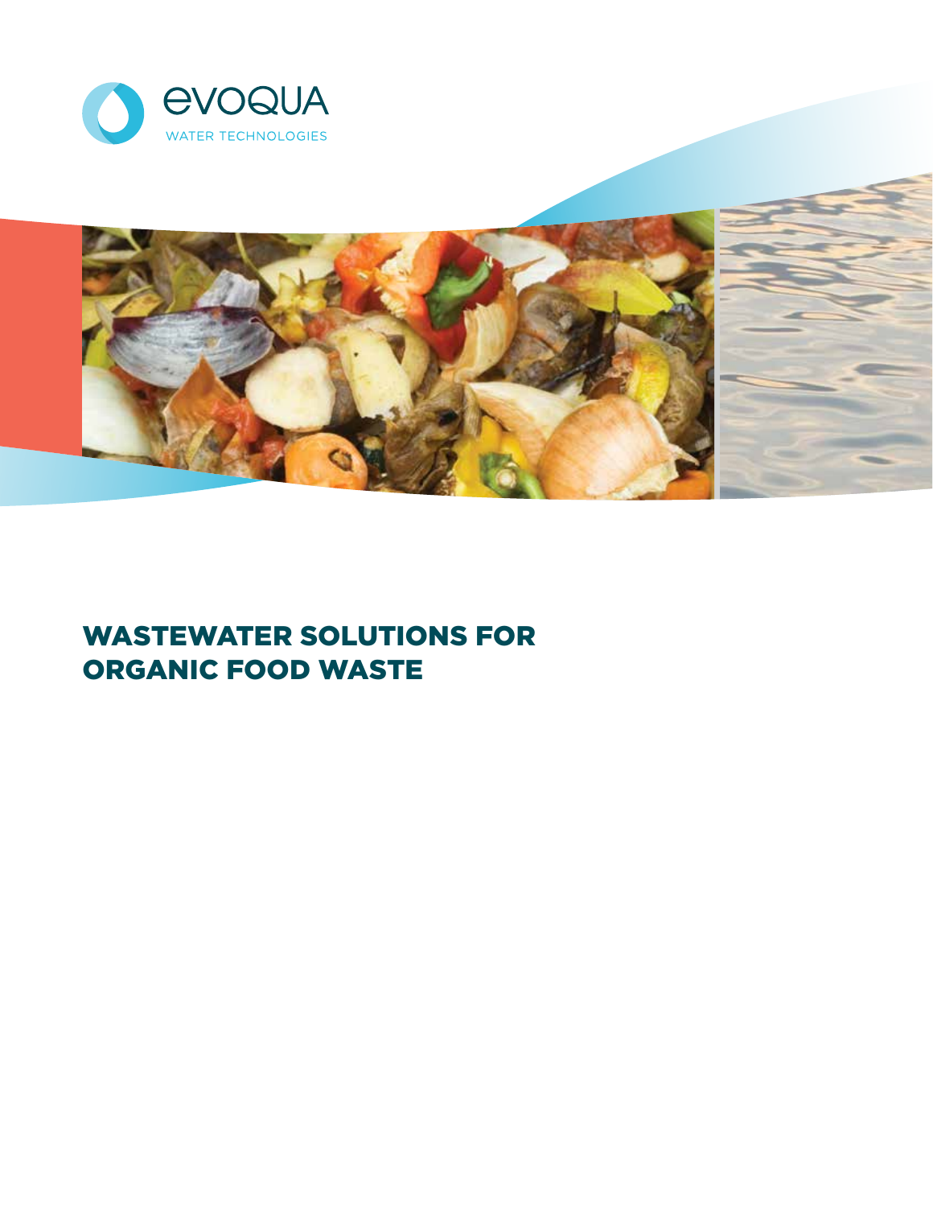EVOQUA

WATER TECHNOLOGIES

# WASTEWATER SOLUTIONS FOR ORGANIC FOOD WASTE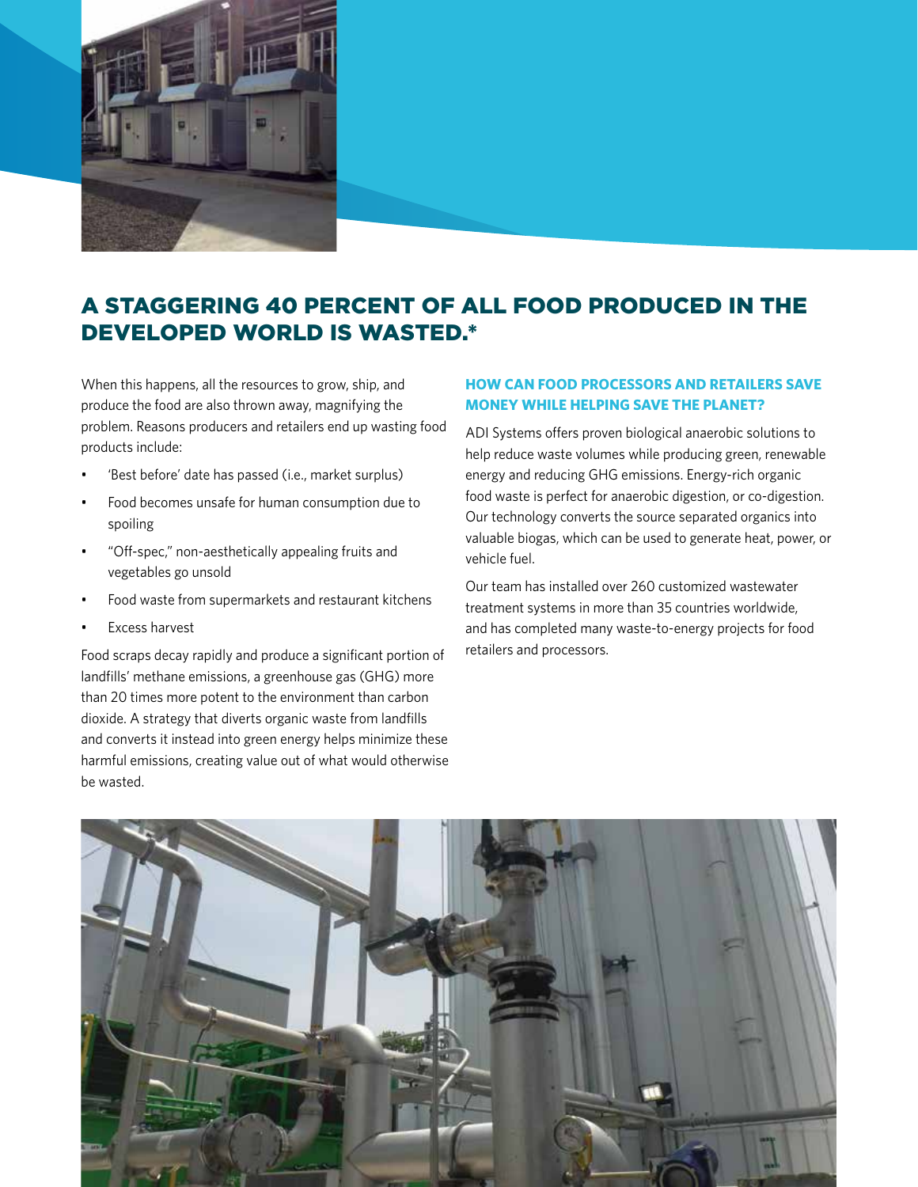# A STAGGERING 40 PERCENT OF ALL FOOD PRODUCED IN THE DEVELOPED WORLD IS WASTED.*

When this happens, all the resources to grow, ship, and produce the food are also thrown away, magnifying the problem. Reasons producers and retailers end up wasting food products include:

- 'Best before' date has passed (i.e., market surplus)
- Food becomes unsafe for human consumption due to spoiling
- "Off-spec," non-aesthetically appealing fruits and vegetables go unsold
- Food waste from supermarkets and restaurant kitchens
- Excess harvest

Food scraps decay rapidly and produce a significant portion of landfills' methane emissions, a greenhouse gas (GHG) more than 20 times more potent to the environment than carbon dioxide. A strategy that diverts organic waste from landfills and converts it instead into green energy helps minimize these harmful emissions, creating value out of what would otherwise be wasted.

### HOW CAN FOOD PROCESSORS AND RETAILERS SAVE MONEY WHILE HELPING SAVE THE PLANET?

ADI Systems offers proven biological anaerobic solutions to help reduce waste volumes while producing green, renewable energy and reducing GHG emissions. Energy-rich organic food waste is perfect for anaerobic digestion, or co-digestion. Our technology converts the source separated organics into valuable biogas, which can be used to generate heat, power, or vehicle fuel.

Our team has installed over 260 customized wastewater treatment systems in more than 35 countries worldwide, and has completed many waste-to-energy projects for food retailers and processors.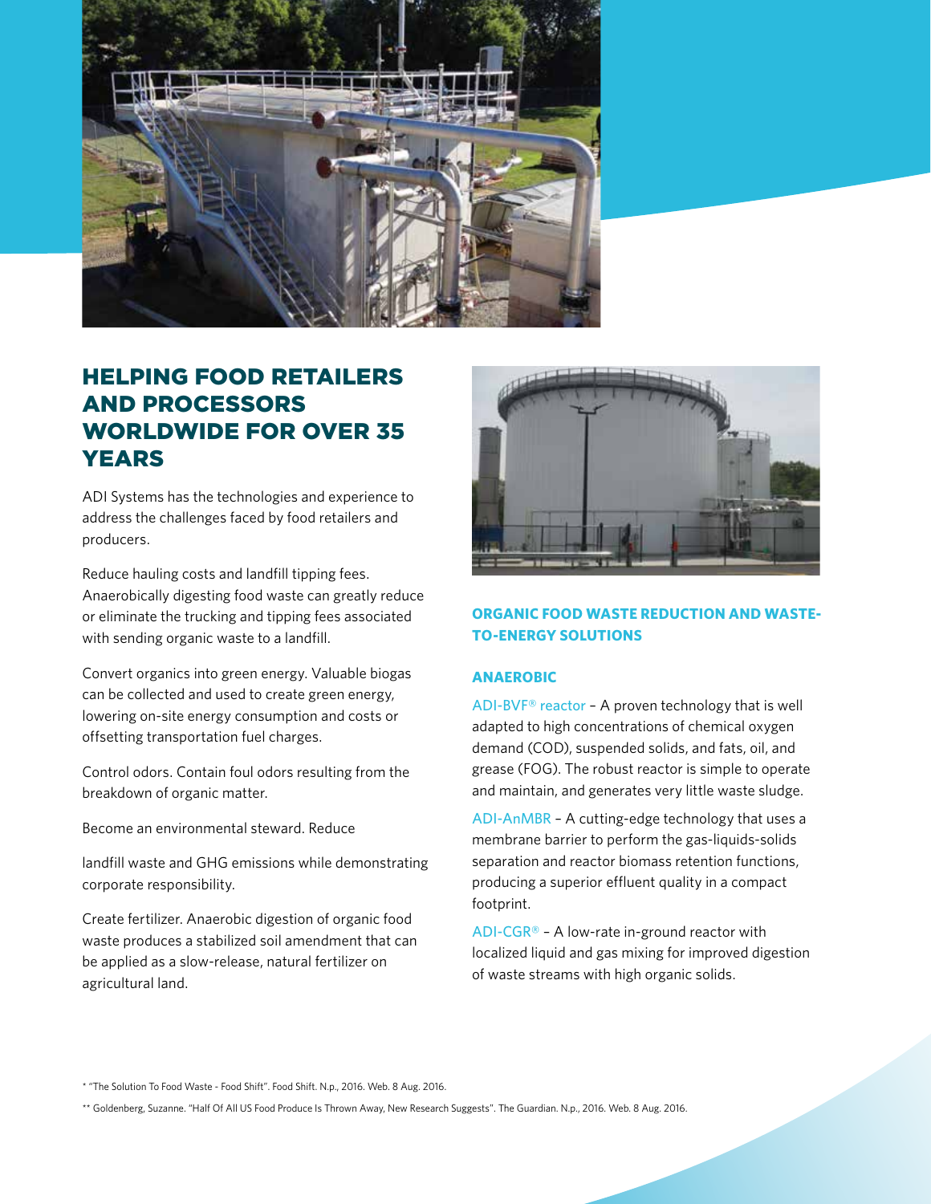## HELPING FOOD RETAILERS AND PROCESSORS WORLDWIDE FOR OVER 35 YEARS

ADI Systems has the technologies and experience to address the challenges faced by food retailers and producers.

Reduce hauling costs and landfill tipping fees. Anaerobically digesting food waste can greatly reduce or eliminate the trucking and tipping fees associated with sending organic waste to a landfill.

Convert organics into green energy. Valuable biogas can be collected and used to create green energy, lowering on-site energy consumption and costs or offsetting transportation fuel charges.

Control odors. Contain foul odors resulting from the breakdown of organic matter.

Become an environmental steward. Reduce

landfill waste and GHG emissions while demonstrating corporate responsibility.

Create fertilizer. Anaerobic digestion of organic food waste produces a stabilized soil amendment that can be applied as a slow-release, natural fertilizer on agricultural land.

### ORGANIC FOOD WASTE REDUCTION AND WASTE-TO-ENERGY SOLUTIONS

#### ANAEROBIC

ADI-BVF® reactor – A proven technology that is well adapted to high concentrations of chemical oxygen demand (COD), suspended solids, and fats, oil, and grease (FOG). The robust reactor is simple to operate and maintain, and generates very little waste sludge.

ADI-AnMBR – A cutting-edge technology that uses a membrane barrier to perform the gas-liquids-solids separation and reactor biomass retention functions, producing a superior effluent quality in a compact footprint.

ADI-CGR® – A low-rate in-ground reactor with localized liquid and gas mixing for improved digestion of waste streams with high organic solids.

* "The Solution To Food Waste - Food Shift". Food Shift. N.p., 2016. Web. 8 Aug. 2016.

** Goldenberg, Suzanne. "Half Of All US Food Produce Is Thrown Away, New Research Suggests". The Guardian. N.p., 2016. Web. 8 Aug. 2016.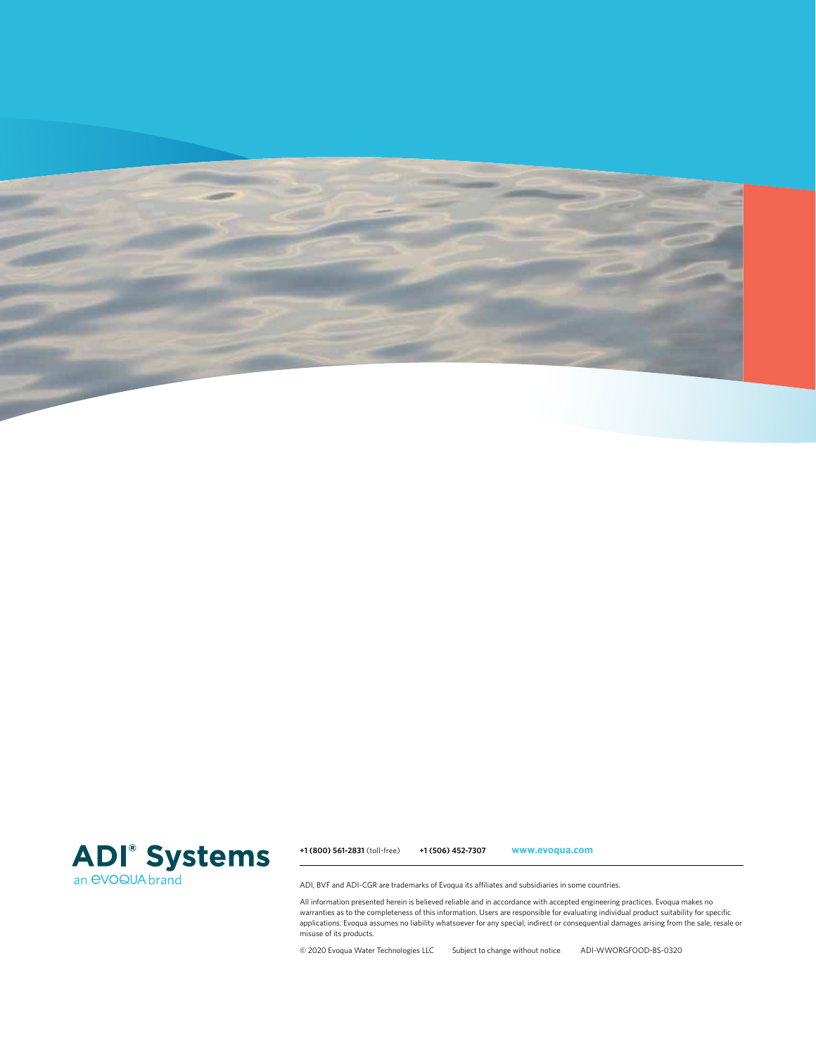**ADI® Systems**
an evoqua brand

**+1 (800) 561-2831** (toll-free) **+1 (506) 452-7307** **www.evoqua.com**

ADI, BVF and ADI-CGR are trademarks of Evoqua its affiliates and subsidiaries in some countries.

All information presented herein is believed reliable and in accordance with accepted engineering practices. Evoqua makes no warranties as to the completeness of this information. Users are responsible for evaluating individual product suitability for specific applications. Evoqua assumes no liability whatsoever for any special, indirect or consequential damages arising from the sale, resale or misuse of its products.

© 2020 Evoqua Water Technologies LLC Subject to change without notice ADI-WWORGFOOD-BS-0320